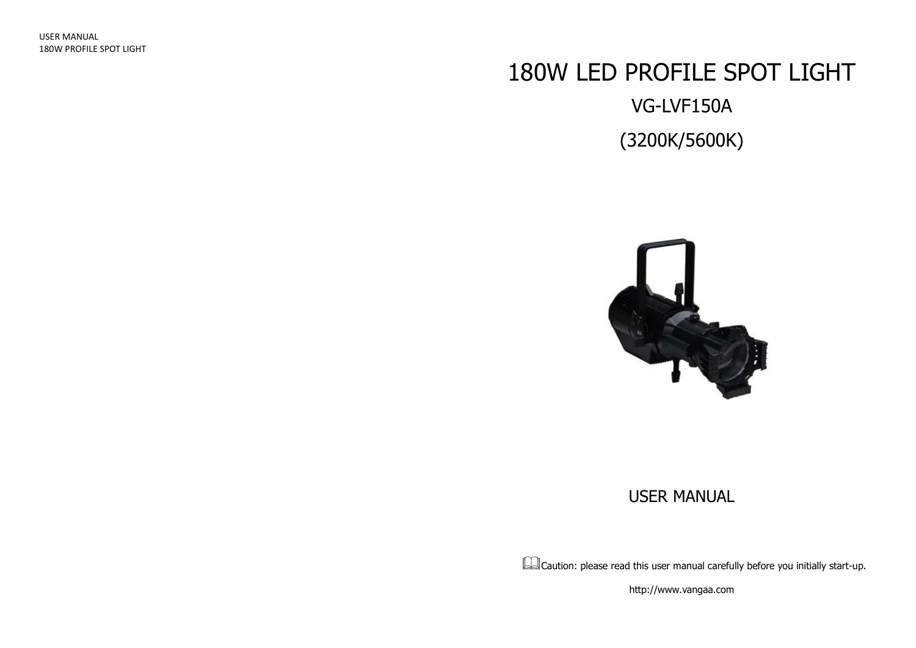# 180W LED PROFILE SPOT LIGHT

## VG-LVF150A

## (3200K/5600K)

USER MANUAL

Caution: please read this user manual carefully before you initially start-up.

http://www.vangaa.com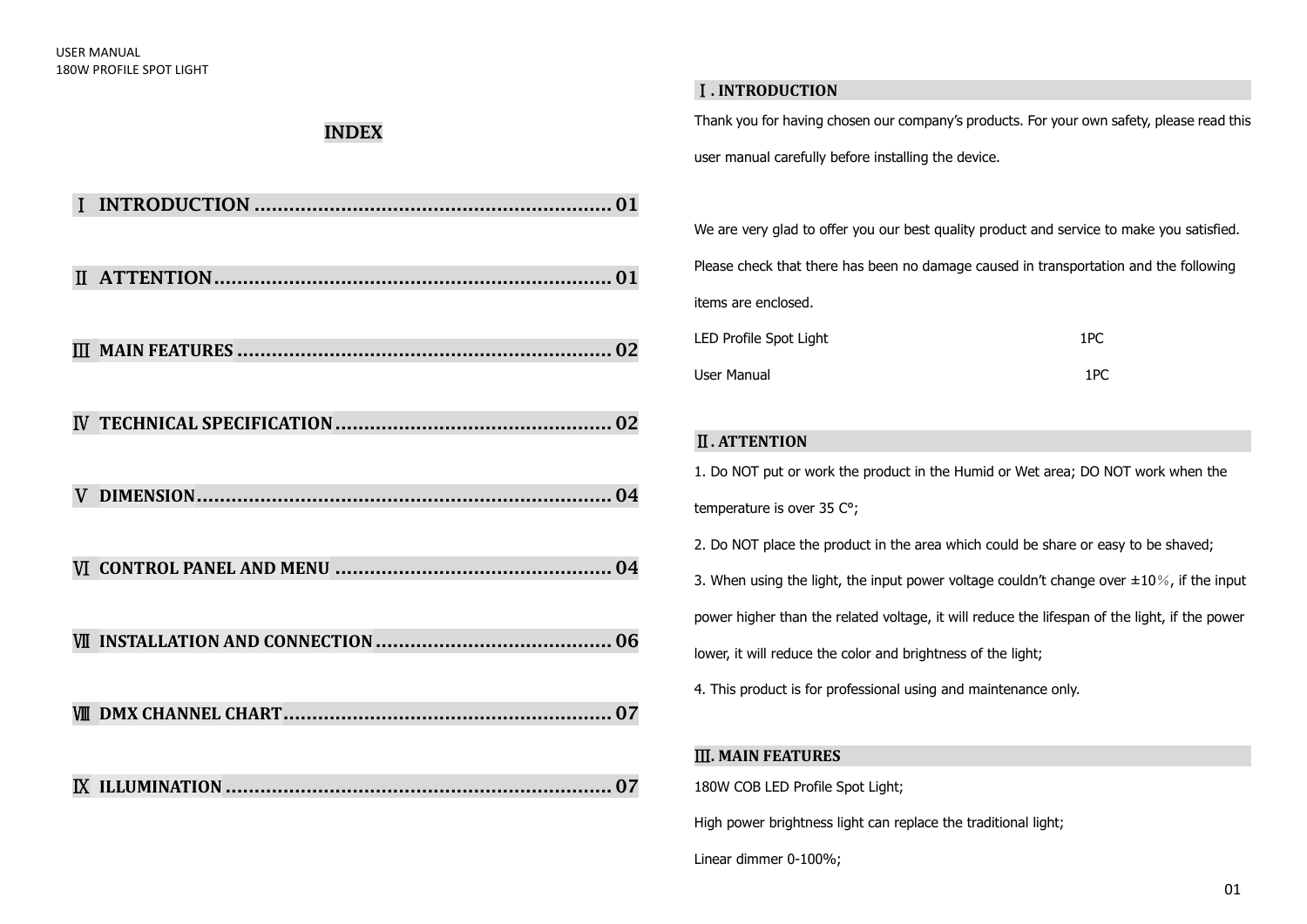# INDEX

| | | |
|---|---|---|
| Ⅰ | INTRODUCTION | 01 |
| Ⅱ | ATTENTION | 01 |
| Ⅲ | MAIN FEATURES | 02 |
| Ⅳ | TECHNICAL SPECIFICATION | 02 |
| Ⅴ | DIMENSION | 04 |
| Ⅵ | CONTROL PANEL AND MENU | 04 |
| Ⅶ | INSTALLATION AND CONNECTION | 06 |
| Ⅷ | DMX CHANNEL CHART | 07 |
| Ⅸ | ILLUMINATION | 07 |

## Ⅰ. INTRODUCTION

Thank you for having chosen our company's products. For your own safety, please read this user manual carefully before installing the device.

We are very glad to offer you our best quality product and service to make you satisfied. Please check that there has been no damage caused in transportation and the following items are enclosed.

| | |
|---|---|
| LED Profile Spot Light | 1PC |
| User Manual | 1PC |

## Ⅱ. ATTENTION

1. Do NOT put or work the product in the Humid or Wet area; DO NOT work when the temperature is over 35 C°;
2. Do NOT place the product in the area which could be share or easy to be shaved;
3. When using the light, the input power voltage couldn't change over ±10%, if the input power higher than the related voltage, it will reduce the lifespan of the light, if the power lower, it will reduce the color and brightness of the light;
4. This product is for professional using and maintenance only.

## Ⅲ. MAIN FEATURES

180W COB LED Profile Spot Light;

High power brightness light can replace the traditional light;

Linear dimmer 0-100%;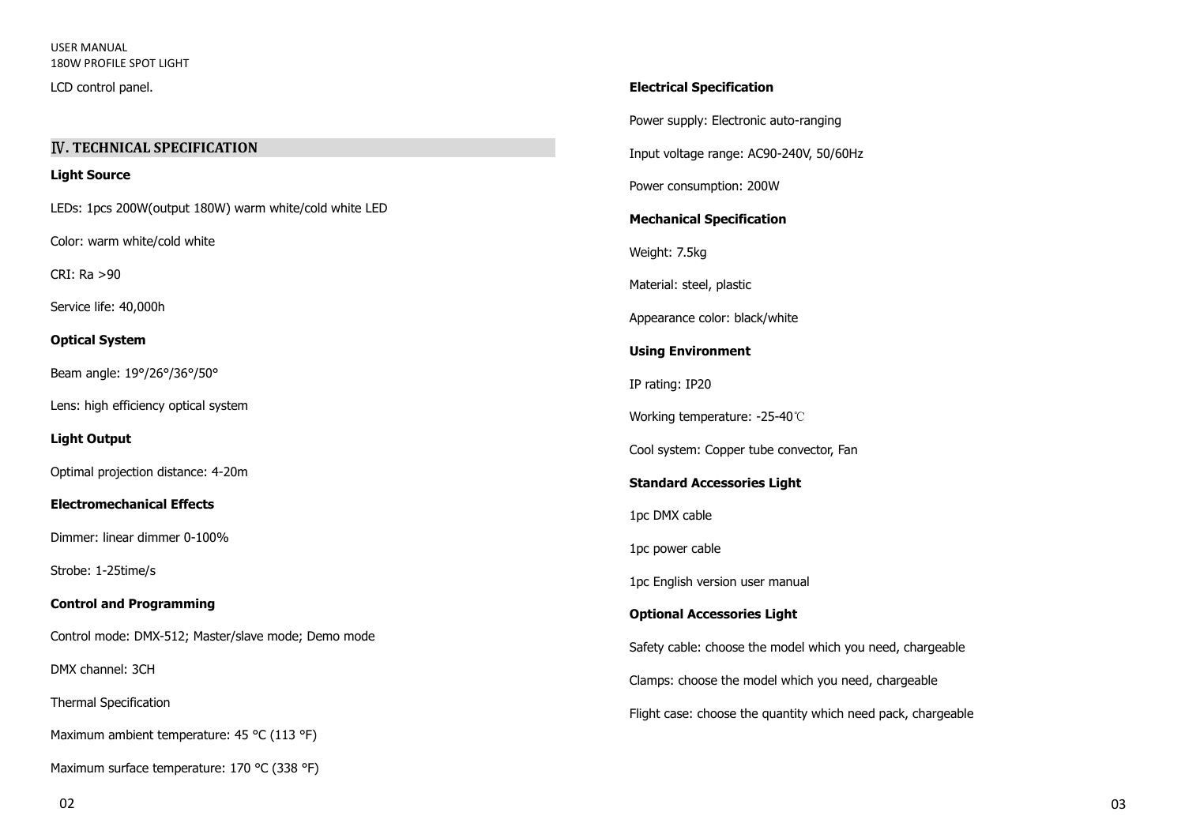LCD control panel.

## Ⅳ. TECHNICAL SPECIFICATION

**Light Source**

LEDs: 1pcs 200W(output 180W) warm white/cold white LED

Color: warm white/cold white

CRI: Ra >90

Service life: 40,000h

**Optical System**

Beam angle: 19°/26°/36°/50°

Lens: high efficiency optical system

**Light Output**

Optimal projection distance: 4-20m

**Electromechanical Effects**

Dimmer: linear dimmer 0-100%

Strobe: 1-25time/s

**Control and Programming**

Control mode: DMX-512; Master/slave mode; Demo mode

DMX channel: 3CH

Thermal Specification

Maximum ambient temperature: 45 °C (113 °F)

Maximum surface temperature: 170 °C (338 °F)

**Electrical Specification**

Power supply: Electronic auto-ranging

Input voltage range: AC90-240V, 50/60Hz

Power consumption: 200W

**Mechanical Specification**

Weight: 7.5kg

Material: steel, plastic

Appearance color: black/white

**Using Environment**

IP rating: IP20

Working temperature: -25-40℃

Cool system: Copper tube convector, Fan

**Standard Accessories Light**

1pc DMX cable

1pc power cable

1pc English version user manual

**Optional Accessories Light**

Safety cable: choose the model which you need, chargeable

Clamps: choose the model which you need, chargeable

Flight case: choose the quantity which need pack, chargeable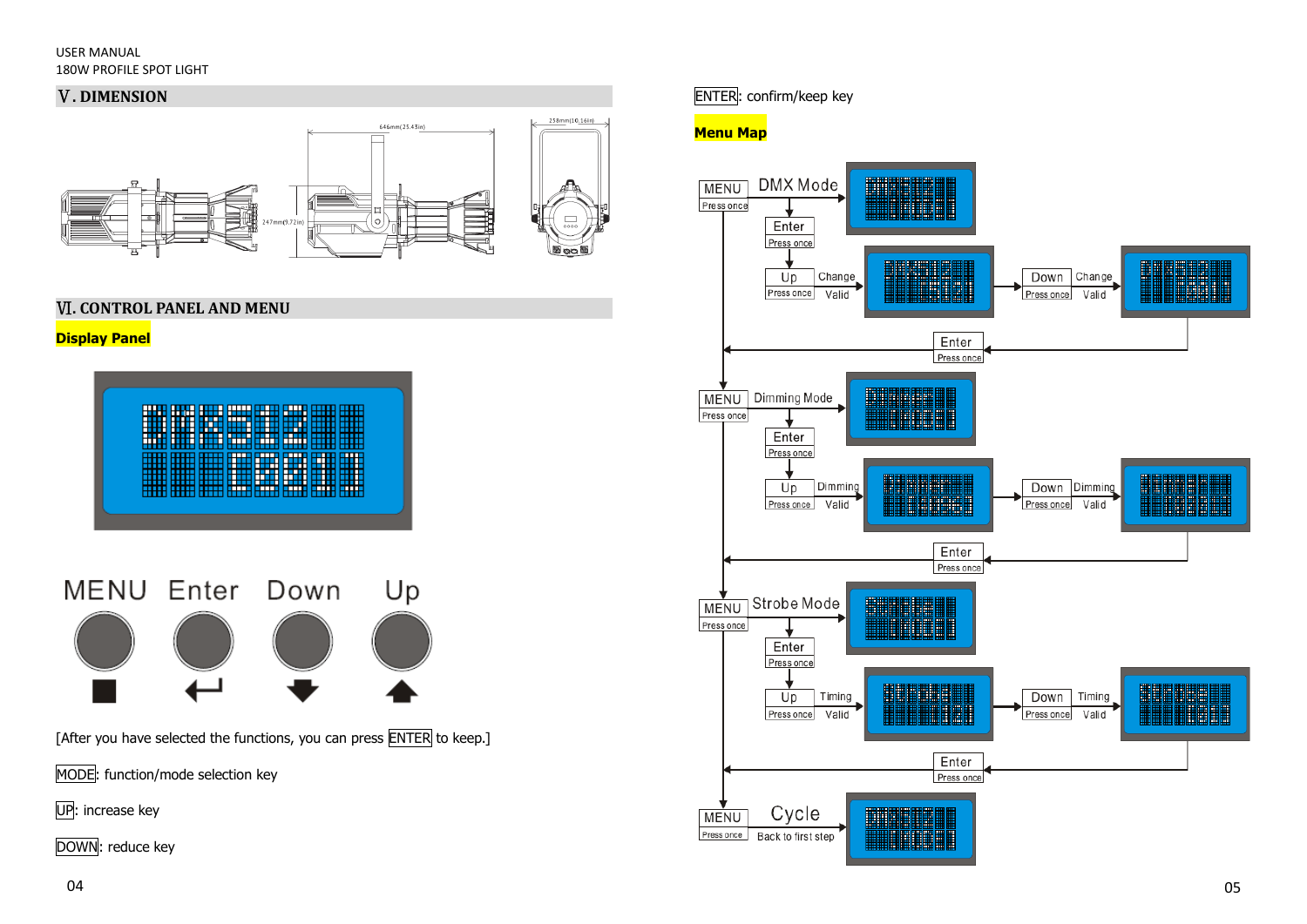## Ⅴ. DIMENSION

646mm(25.43in)

247mm(9.72in)

258mm(10.16in)

## Ⅵ. CONTROL PANEL AND MENU

**Display Panel**

MENU Enter Down Up

[After you have selected the functions, you can press ENTER to keep.]

MODE: function/mode selection key

UP: increase key

DOWN: reduce key

ENTER: confirm/keep key

**Menu Map**

MENU Press once → DMX Mode → Enter Press once → Up Press once (Change Valid) → Down Press once (Change Valid) → Enter Press once

MENU Press once → Dimming Mode → Enter Press once → Up Press once (Dimming Valid) → Down Press once (Dimming Valid) → Enter Press once

MENU Press once → Strobe Mode → Enter Press once → Up Press once (Timing Valid) → Down Press once (Timing Valid) → Enter Press once

MENU Press once → Cycle → Back to first step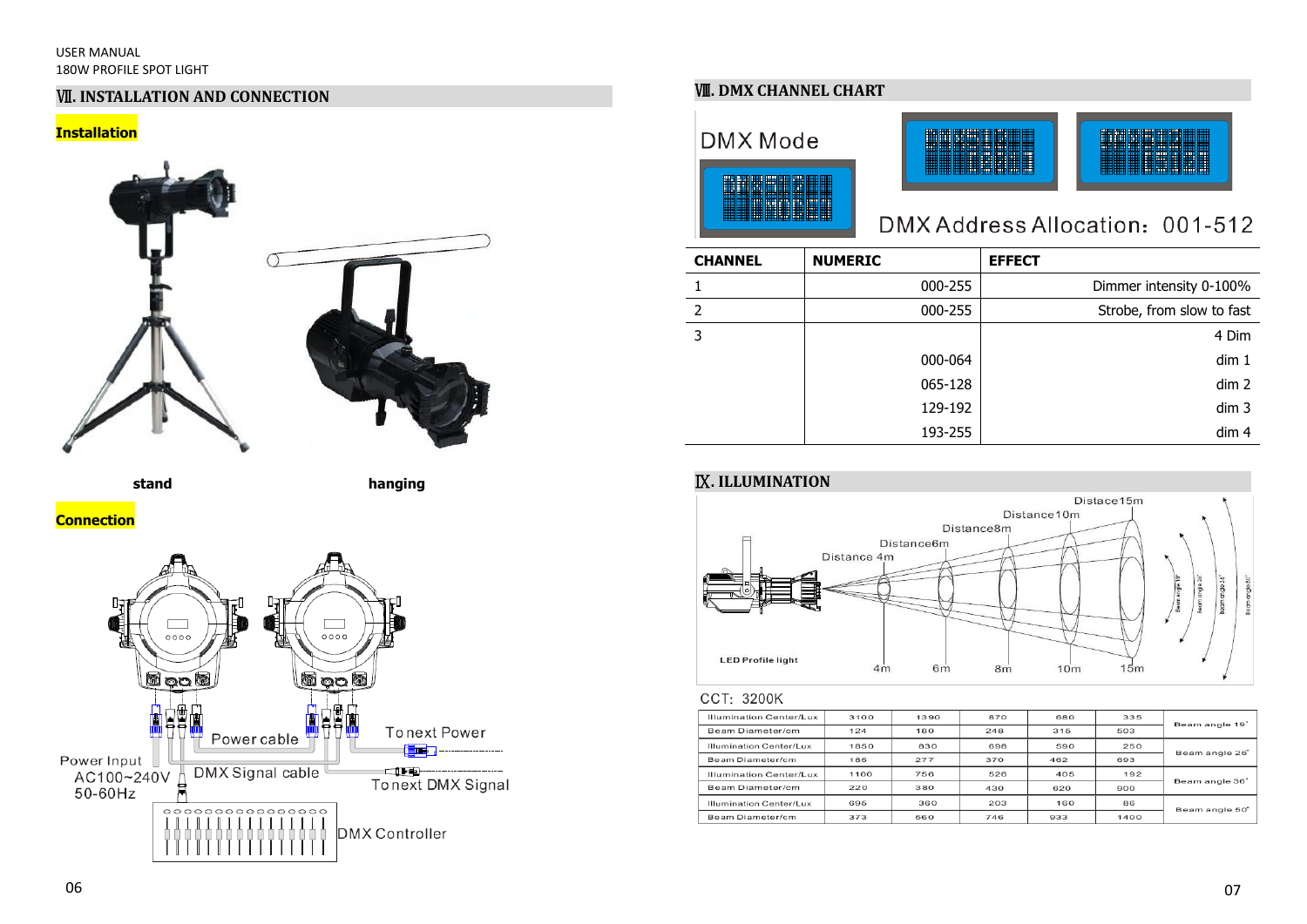## Ⅶ. INSTALLATION AND CONNECTION

**Installation**

stand hanging

**Connection**

Power Input AC100~240V 50-60Hz

Power cable

DMX Signal cable

To next Power

To next DMX Signal

DMX Controller

## Ⅷ. DMX CHANNEL CHART

DMX Mode

DMX Address Allocation：001-512

| CHANNEL | NUMERIC | EFFECT |
|---|---|---|
| 1 | 000-255 | Dimmer intensity 0-100% |
| 2 | 000-255 | Strobe, from slow to fast |
| 3 | | 4 Dim |
| | 000-064 | dim 1 |
| | 065-128 | dim 2 |
| | 129-192 | dim 3 |
| | 193-255 | dim 4 |

## Ⅸ. ILLUMINATION

LED Profile light

Distance 4m, Distance6m, Distance8m, Distance10m, Distace15m

CCT: 3200K

| | 4m | 6m | 8m | 10m | 15m | |
|---|---|---|---|---|---|---|
| Illumination Center/Lux | 3100 | 1390 | 870 | 680 | 335 | Beam angle 19° |
| Beam Diameter/cm | 124 | 180 | 248 | 315 | 503 | |
| Illumination Center/Lux | 1850 | 830 | 698 | 590 | 250 | Beam angle 26° |
| Beam Diameter/cm | 186 | 277 | 370 | 462 | 693 | |
| Illumination Center/Lux | 1100 | 756 | 526 | 405 | 192 | Beam angle 36° |
| Beam Diameter/cm | 220 | 380 | 430 | 620 | 900 | |
| Illumination Center/Lux | 695 | 360 | 203 | 160 | 86 | Beam angle 50° |
| Beam Diameter/cm | 373 | 560 | 746 | 933 | 1400 | |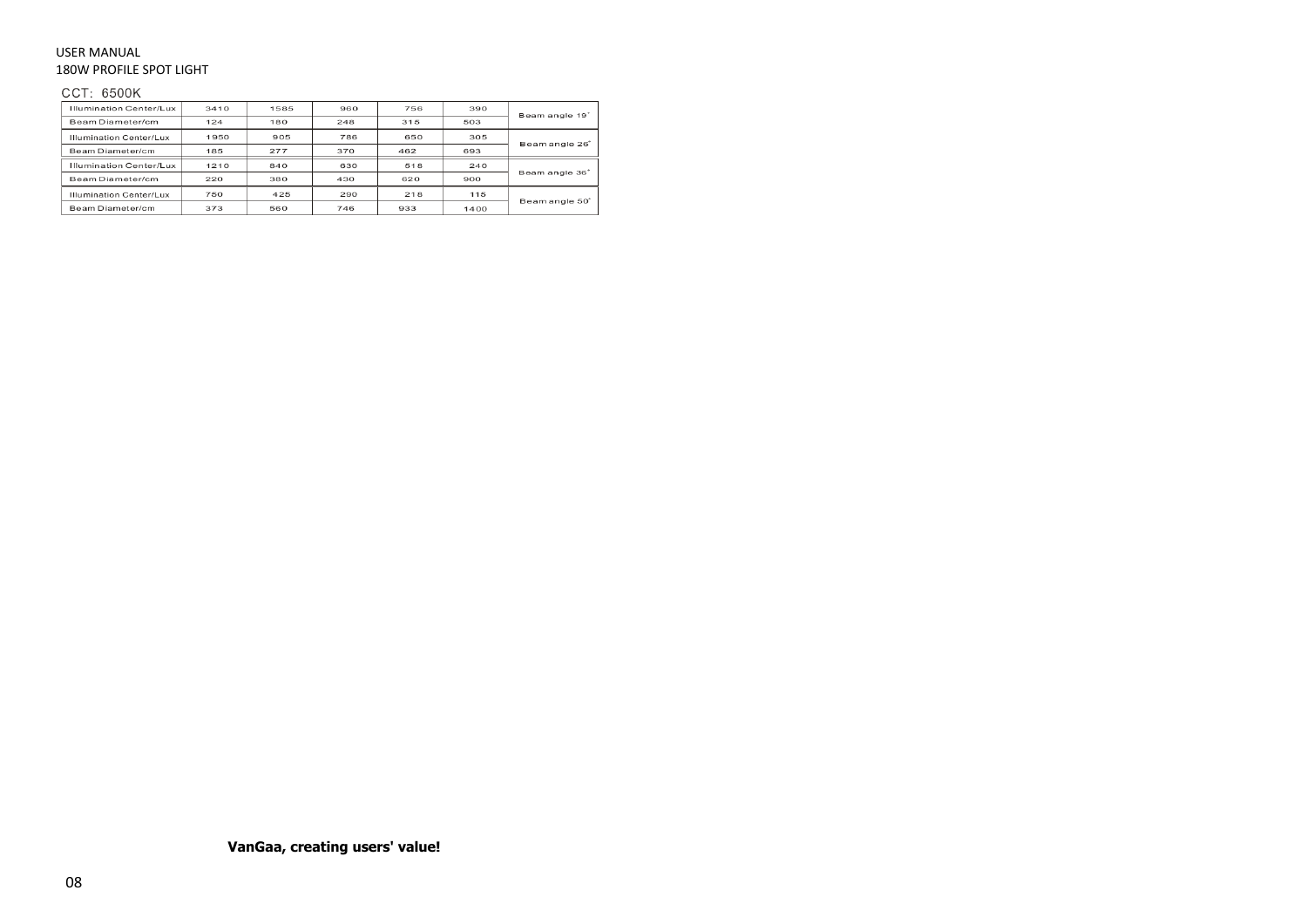CCT: 6500K

| | | | | | | |
|---|---|---|---|---|---|---|
| Illumination Center/Lux | 3410 | 1585 | 960 | 756 | 390 | Beam angle 19° |
| Beam Diameter/cm | 124 | 180 | 248 | 315 | 503 | |
| Illumination Center/Lux | 1950 | 905 | 786 | 650 | 305 | Beam angle 26° |
| Beam Diameter/cm | 185 | 277 | 370 | 462 | 693 | |
| Illumination Center/Lux | 1210 | 840 | 630 | 518 | 240 | Beam angle 36° |
| Beam Diameter/cm | 220 | 380 | 430 | 620 | 900 | |
| Illumination Center/Lux | 750 | 425 | 290 | 218 | 115 | Beam angle 50° |
| Beam Diameter/cm | 373 | 560 | 746 | 933 | 1400 | |

**VanGaa, creating users' value!**